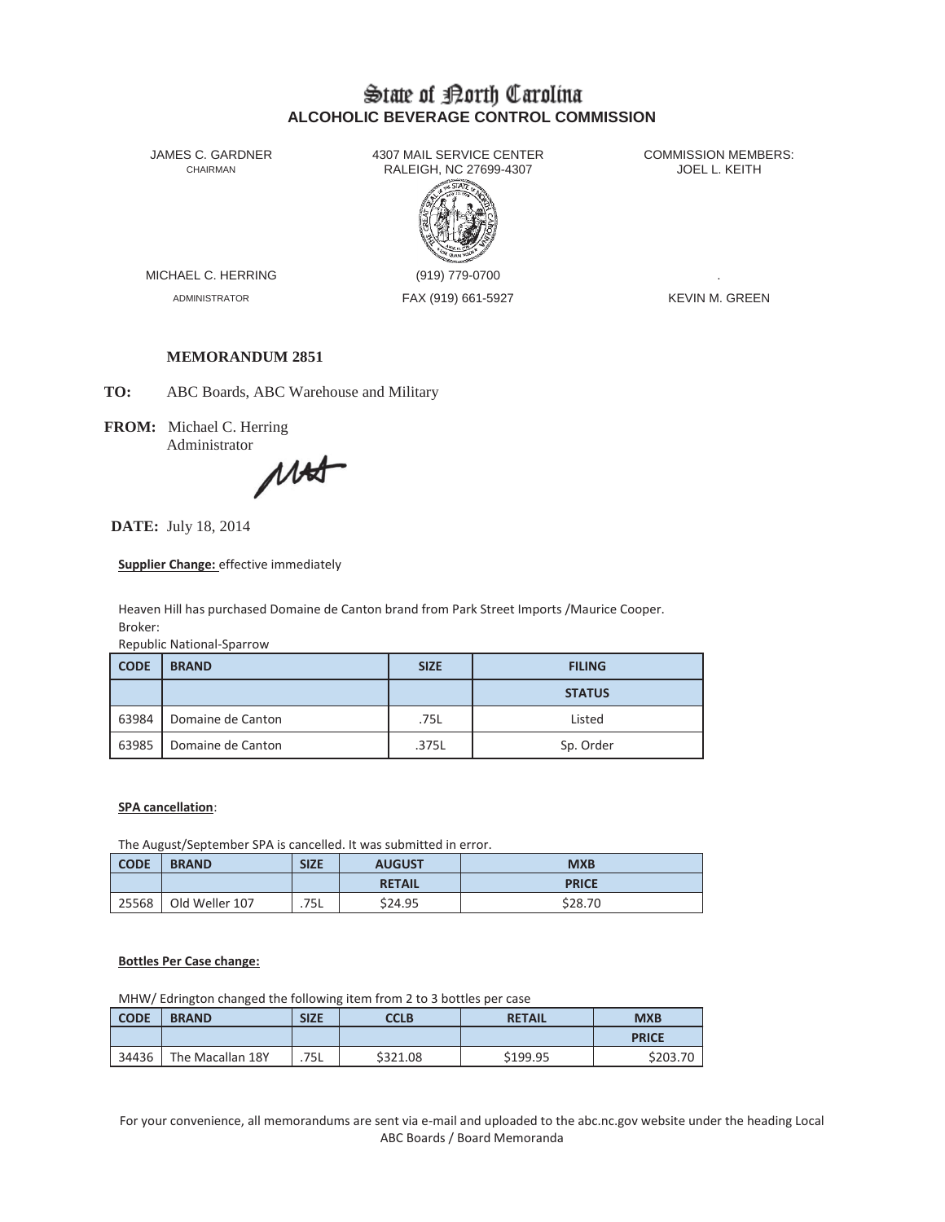# State of North Carolina
## ALCOHOLIC BEVERAGE CONTROL COMMISSION

JAMES C. GARDNER
CHAIRMAN

4307 MAIL SERVICE CENTER
RALEIGH, NC 27699-4307

COMMISSION MEMBERS:
JOEL L. KEITH

MICHAEL C. HERRING
ADMINISTRATOR

(919) 779-0700
FAX (919) 661-5927

KEVIN M. GREEN

**MEMORANDUM 2851**

**TO:** ABC Boards, ABC Warehouse and Military

**FROM:** Michael C. Herring
Administrator

**DATE:** July 18, 2014

**Supplier Change:** effective immediately

Heaven Hill has purchased Domaine de Canton brand from Park Street Imports /Maurice Cooper.
Broker:
Republic National-Sparrow

| CODE | BRAND | SIZE | FILING |
|---|---|---|---|
| | | | STATUS |
| 63984 | Domaine de Canton | .75L | Listed |
| 63985 | Domaine de Canton | .375L | Sp. Order |

**SPA cancellation**:

The August/September SPA is cancelled. It was submitted in error.

| CODE | BRAND | SIZE | AUGUST | MXB |
|---|---|---|---|---|
| | | | RETAIL | PRICE |
| 25568 | Old Weller 107 | .75L | $24.95 | $28.70 |

**Bottles Per Case change:**

MHW/ Edrington changed the following item from 2 to 3 bottles per case

| CODE | BRAND | SIZE | CCLB | RETAIL | MXB |
|---|---|---|---|---|---|
| | | | | | PRICE |
| 34436 | The Macallan 18Y | .75L | $321.08 | $199.95 | $203.70 |

For your convenience, all memorandums are sent via e-mail and uploaded to the abc.nc.gov website under the heading Local ABC Boards / Board Memoranda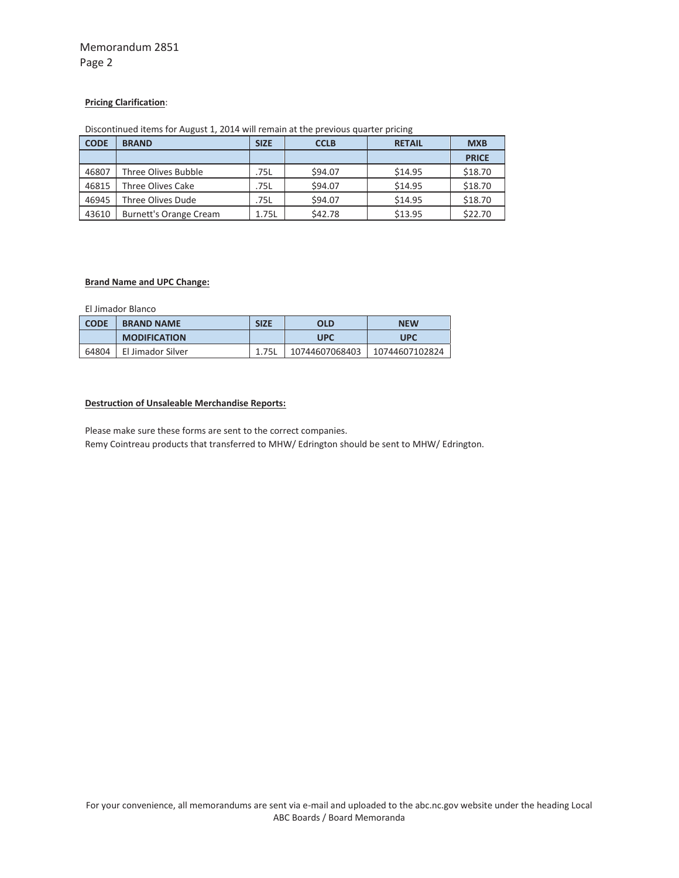**Pricing Clarification**:

Discontinued items for August 1, 2014 will remain at the previous quarter pricing

| CODE | BRAND | SIZE | CCLB | RETAIL | MXB PRICE |
|---|---|---|---|---|---|
| 46807 | Three Olives Bubble | .75L | $94.07 | $14.95 | $18.70 |
| 46815 | Three Olives Cake | .75L | $94.07 | $14.95 | $18.70 |
| 46945 | Three Olives Dude | .75L | $94.07 | $14.95 | $18.70 |
| 43610 | Burnett's Orange Cream | 1.75L | $42.78 | $13.95 | $22.70 |

**Brand Name and UPC Change:**

El Jimador Blanco

| CODE | BRAND NAME MODIFICATION | SIZE | OLD UPC | NEW UPC |
|---|---|---|---|---|
| 64804 | El Jimador Silver | 1.75L | 10744607068403 | 10744607102824 |

**Destruction of Unsaleable Merchandise Reports:**

Please make sure these forms are sent to the correct companies.
Remy Cointreau products that transferred to MHW/ Edrington should be sent to MHW/ Edrington.

For your convenience, all memorandums are sent via e-mail and uploaded to the abc.nc.gov website under the heading Local ABC Boards / Board Memoranda